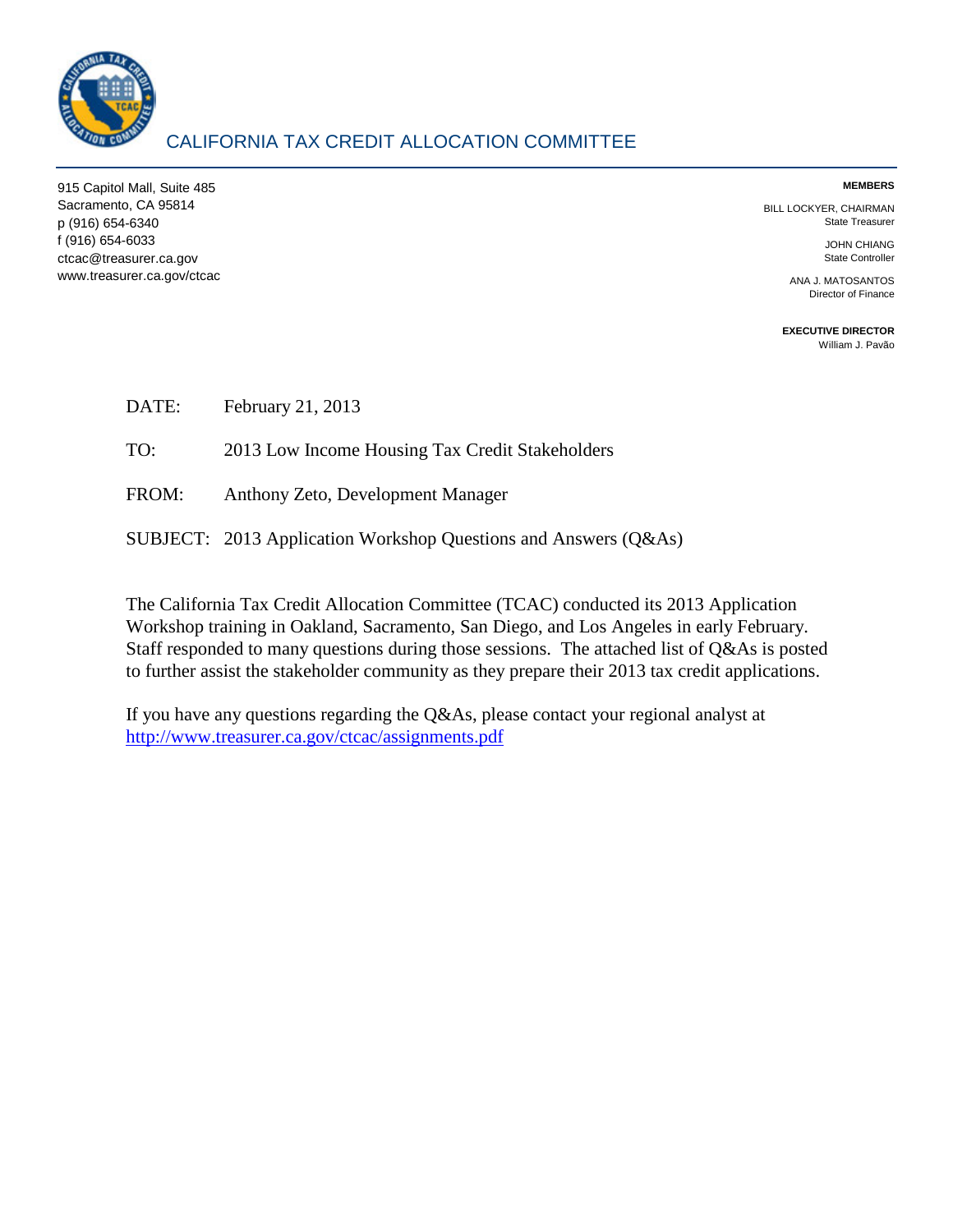# CALIFORNIA TAX CREDIT ALLOCATION COMMITTEE

915 Capitol Mall, Suite 485
Sacramento, CA 95814
p (916) 654-6340
f (916) 654-6033
ctcac@treasurer.ca.gov
www.treasurer.ca.gov/ctcac

**MEMBERS**

BILL LOCKYER, CHAIRMAN
State Treasurer

JOHN CHIANG
State Controller

ANA J. MATOSANTOS
Director of Finance

**EXECUTIVE DIRECTOR**
William J. Pavão

DATE: February 21, 2013

TO: 2013 Low Income Housing Tax Credit Stakeholders

FROM: Anthony Zeto, Development Manager

SUBJECT: 2013 Application Workshop Questions and Answers (Q&As)

The California Tax Credit Allocation Committee (TCAC) conducted its 2013 Application Workshop training in Oakland, Sacramento, San Diego, and Los Angeles in early February. Staff responded to many questions during those sessions. The attached list of Q&As is posted to further assist the stakeholder community as they prepare their 2013 tax credit applications.

If you have any questions regarding the Q&As, please contact your regional analyst at http://www.treasurer.ca.gov/ctcac/assignments.pdf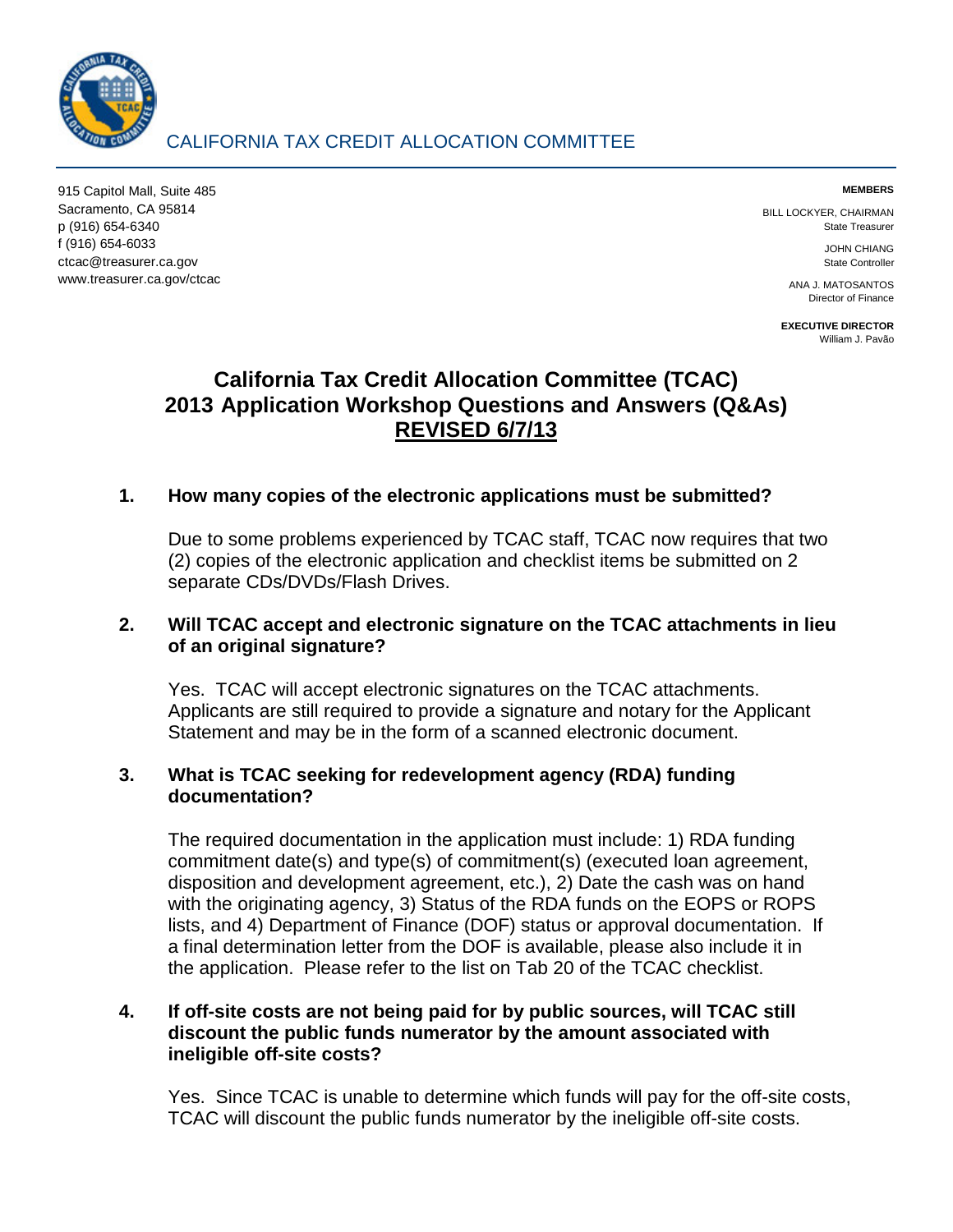CALIFORNIA TAX CREDIT ALLOCATION COMMITTEE

915 Capitol Mall, Suite 485
Sacramento, CA 95814
p (916) 654-6340
f (916) 654-6033
ctcac@treasurer.ca.gov
www.treasurer.ca.gov/ctcac

**MEMBERS**

BILL LOCKYER, CHAIRMAN
State Treasurer

JOHN CHIANG
State Controller

ANA J. MATOSANTOS
Director of Finance

**EXECUTIVE DIRECTOR**
William J. Pavão

# California Tax Credit Allocation Committee (TCAC) 2013 Application Workshop Questions and Answers (Q&As) REVISED 6/7/13

**1. How many copies of the electronic applications must be submitted?**

Due to some problems experienced by TCAC staff, TCAC now requires that two (2) copies of the electronic application and checklist items be submitted on 2 separate CDs/DVDs/Flash Drives.

**2. Will TCAC accept and electronic signature on the TCAC attachments in lieu of an original signature?**

Yes. TCAC will accept electronic signatures on the TCAC attachments. Applicants are still required to provide a signature and notary for the Applicant Statement and may be in the form of a scanned electronic document.

**3. What is TCAC seeking for redevelopment agency (RDA) funding documentation?**

The required documentation in the application must include: 1) RDA funding commitment date(s) and type(s) of commitment(s) (executed loan agreement, disposition and development agreement, etc.), 2) Date the cash was on hand with the originating agency, 3) Status of the RDA funds on the EOPS or ROPS lists, and 4) Department of Finance (DOF) status or approval documentation. If a final determination letter from the DOF is available, please also include it in the application. Please refer to the list on Tab 20 of the TCAC checklist.

**4. If off-site costs are not being paid for by public sources, will TCAC still discount the public funds numerator by the amount associated with ineligible off-site costs?**

Yes. Since TCAC is unable to determine which funds will pay for the off-site costs, TCAC will discount the public funds numerator by the ineligible off-site costs.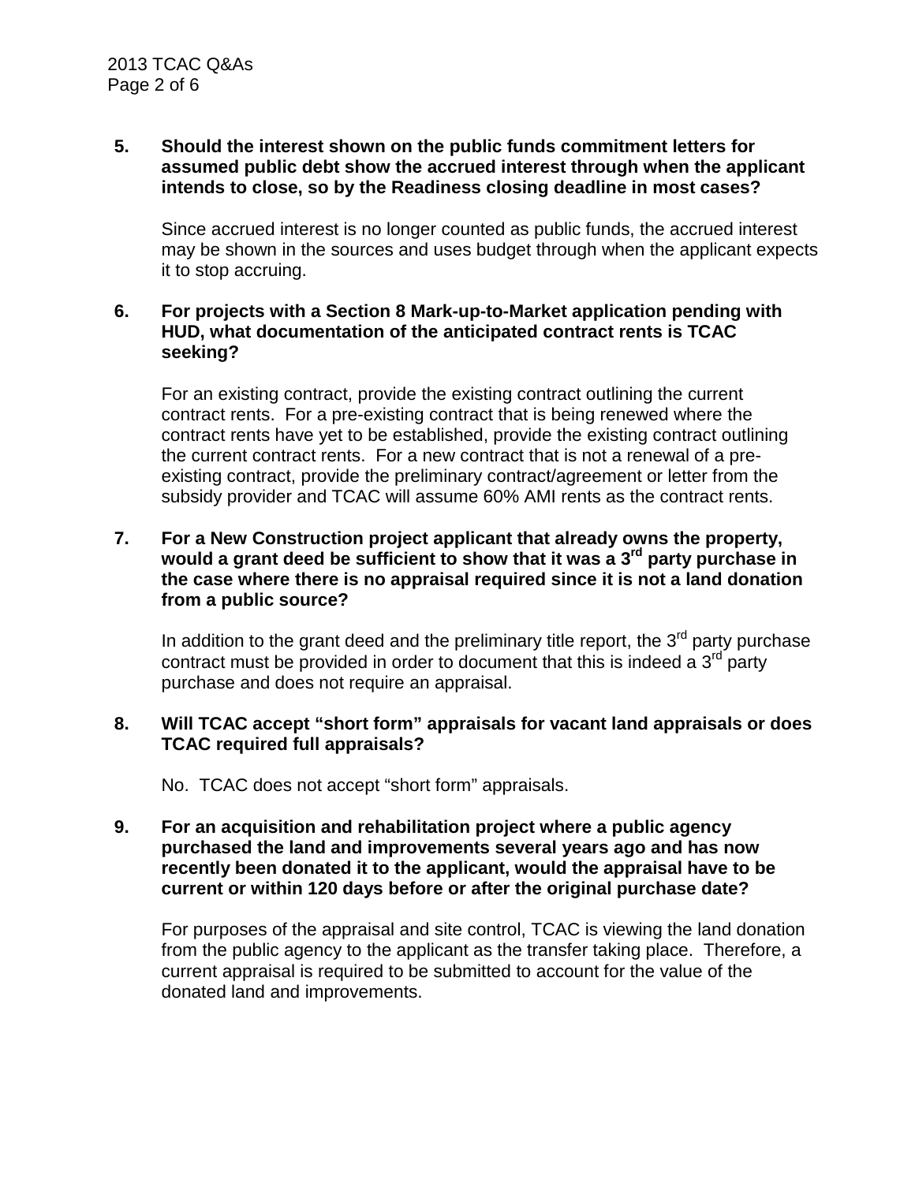**5. Should the interest shown on the public funds commitment letters for assumed public debt show the accrued interest through when the applicant intends to close, so by the Readiness closing deadline in most cases?**

Since accrued interest is no longer counted as public funds, the accrued interest may be shown in the sources and uses budget through when the applicant expects it to stop accruing.

**6. For projects with a Section 8 Mark-up-to-Market application pending with HUD, what documentation of the anticipated contract rents is TCAC seeking?**

For an existing contract, provide the existing contract outlining the current contract rents. For a pre-existing contract that is being renewed where the contract rents have yet to be established, provide the existing contract outlining the current contract rents. For a new contract that is not a renewal of a pre-existing contract, provide the preliminary contract/agreement or letter from the subsidy provider and TCAC will assume 60% AMI rents as the contract rents.

**7. For a New Construction project applicant that already owns the property, would a grant deed be sufficient to show that it was a 3rd party purchase in the case where there is no appraisal required since it is not a land donation from a public source?**

In addition to the grant deed and the preliminary title report, the 3rd party purchase contract must be provided in order to document that this is indeed a 3rd party purchase and does not require an appraisal.

**8. Will TCAC accept "short form" appraisals for vacant land appraisals or does TCAC required full appraisals?**

No. TCAC does not accept "short form" appraisals.

**9. For an acquisition and rehabilitation project where a public agency purchased the land and improvements several years ago and has now recently been donated it to the applicant, would the appraisal have to be current or within 120 days before or after the original purchase date?**

For purposes of the appraisal and site control, TCAC is viewing the land donation from the public agency to the applicant as the transfer taking place. Therefore, a current appraisal is required to be submitted to account for the value of the donated land and improvements.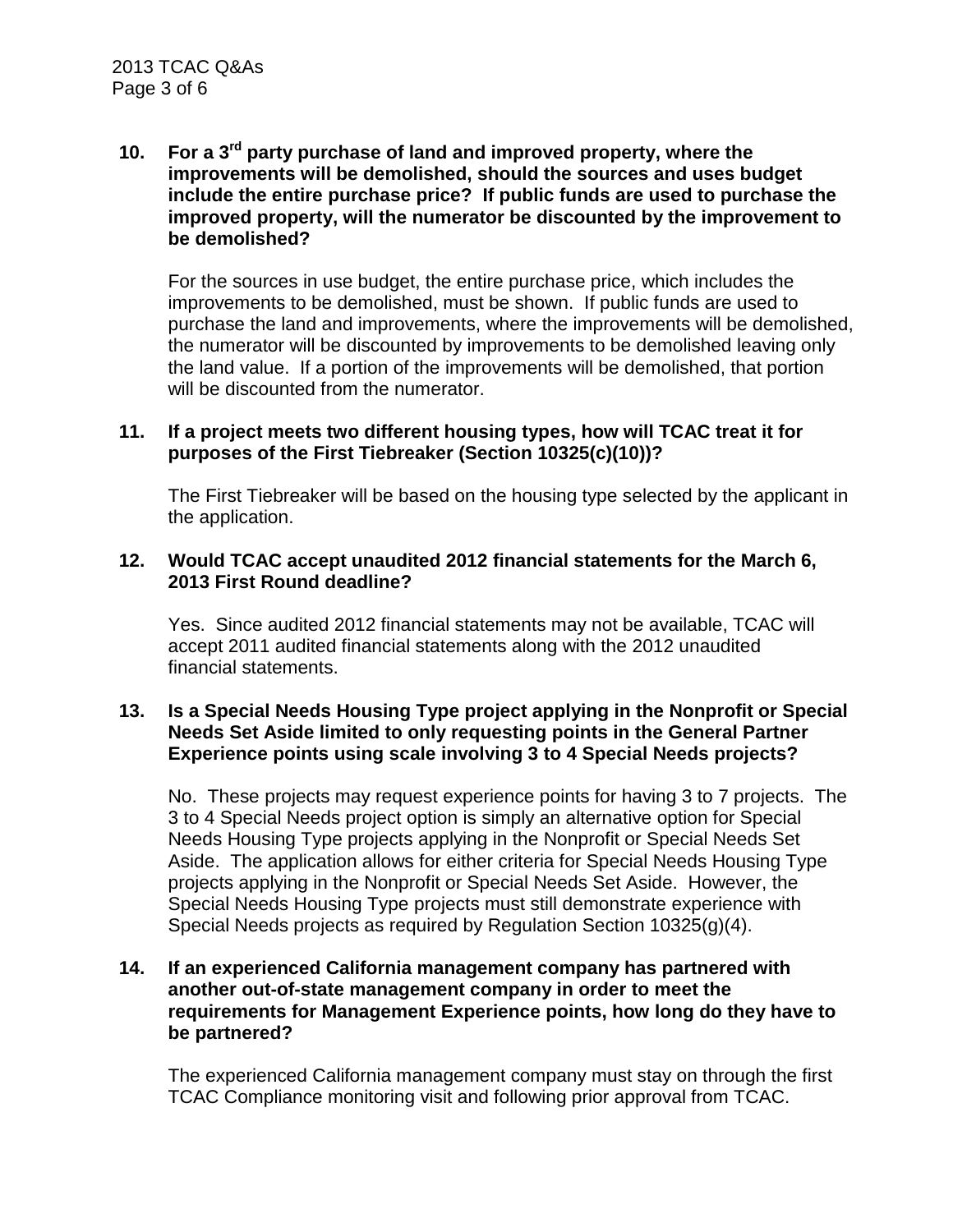**10. For a 3rd party purchase of land and improved property, where the improvements will be demolished, should the sources and uses budget include the entire purchase price? If public funds are used to purchase the improved property, will the numerator be discounted by the improvement to be demolished?**

For the sources in use budget, the entire purchase price, which includes the improvements to be demolished, must be shown. If public funds are used to purchase the land and improvements, where the improvements will be demolished, the numerator will be discounted by improvements to be demolished leaving only the land value. If a portion of the improvements will be demolished, that portion will be discounted from the numerator.

**11. If a project meets two different housing types, how will TCAC treat it for purposes of the First Tiebreaker (Section 10325(c)(10))?**

The First Tiebreaker will be based on the housing type selected by the applicant in the application.

**12. Would TCAC accept unaudited 2012 financial statements for the March 6, 2013 First Round deadline?**

Yes. Since audited 2012 financial statements may not be available, TCAC will accept 2011 audited financial statements along with the 2012 unaudited financial statements.

**13. Is a Special Needs Housing Type project applying in the Nonprofit or Special Needs Set Aside limited to only requesting points in the General Partner Experience points using scale involving 3 to 4 Special Needs projects?**

No. These projects may request experience points for having 3 to 7 projects. The 3 to 4 Special Needs project option is simply an alternative option for Special Needs Housing Type projects applying in the Nonprofit or Special Needs Set Aside. The application allows for either criteria for Special Needs Housing Type projects applying in the Nonprofit or Special Needs Set Aside. However, the Special Needs Housing Type projects must still demonstrate experience with Special Needs projects as required by Regulation Section 10325(g)(4).

**14. If an experienced California management company has partnered with another out-of-state management company in order to meet the requirements for Management Experience points, how long do they have to be partnered?**

The experienced California management company must stay on through the first TCAC Compliance monitoring visit and following prior approval from TCAC.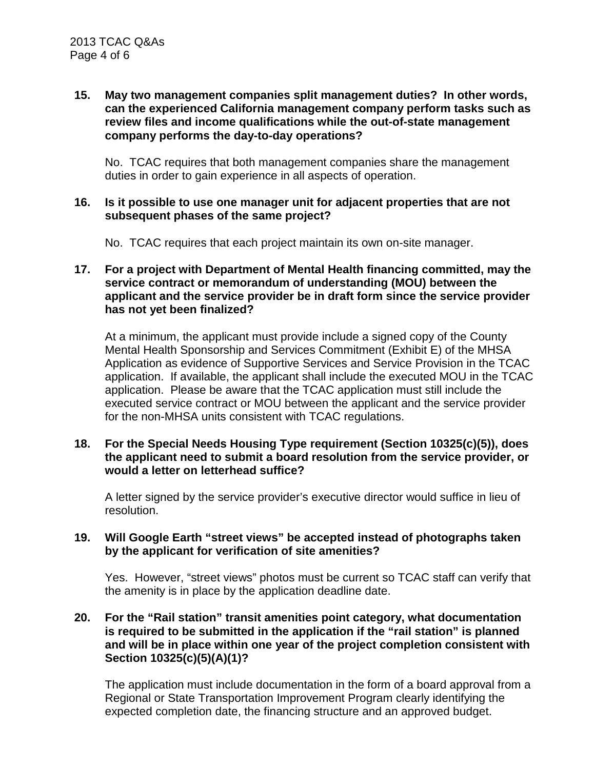**15. May two management companies split management duties? In other words, can the experienced California management company perform tasks such as review files and income qualifications while the out-of-state management company performs the day-to-day operations?**

No. TCAC requires that both management companies share the management duties in order to gain experience in all aspects of operation.

**16. Is it possible to use one manager unit for adjacent properties that are not subsequent phases of the same project?**

No. TCAC requires that each project maintain its own on-site manager.

**17. For a project with Department of Mental Health financing committed, may the service contract or memorandum of understanding (MOU) between the applicant and the service provider be in draft form since the service provider has not yet been finalized?**

At a minimum, the applicant must provide include a signed copy of the County Mental Health Sponsorship and Services Commitment (Exhibit E) of the MHSA Application as evidence of Supportive Services and Service Provision in the TCAC application. If available, the applicant shall include the executed MOU in the TCAC application. Please be aware that the TCAC application must still include the executed service contract or MOU between the applicant and the service provider for the non-MHSA units consistent with TCAC regulations.

**18. For the Special Needs Housing Type requirement (Section 10325(c)(5)), does the applicant need to submit a board resolution from the service provider, or would a letter on letterhead suffice?**

A letter signed by the service provider's executive director would suffice in lieu of resolution.

**19. Will Google Earth "street views" be accepted instead of photographs taken by the applicant for verification of site amenities?**

Yes. However, "street views" photos must be current so TCAC staff can verify that the amenity is in place by the application deadline date.

**20. For the "Rail station" transit amenities point category, what documentation is required to be submitted in the application if the "rail station" is planned and will be in place within one year of the project completion consistent with Section 10325(c)(5)(A)(1)?**

The application must include documentation in the form of a board approval from a Regional or State Transportation Improvement Program clearly identifying the expected completion date, the financing structure and an approved budget.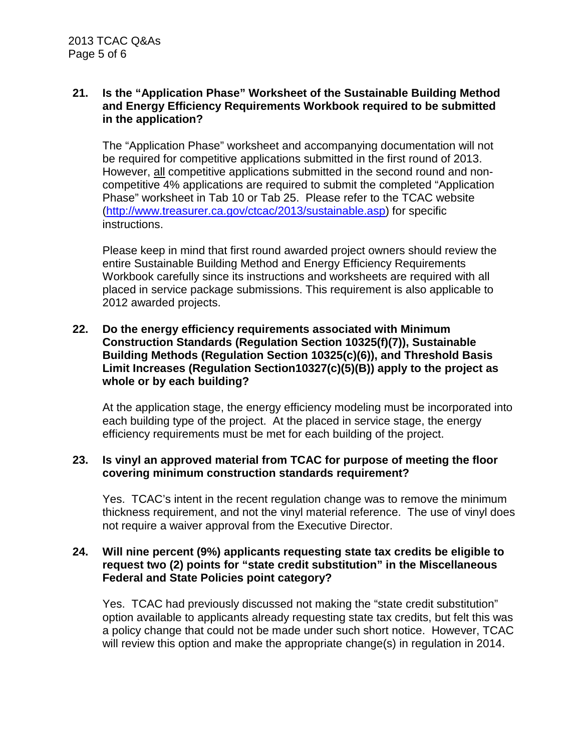**21. Is the "Application Phase" Worksheet of the Sustainable Building Method and Energy Efficiency Requirements Workbook required to be submitted in the application?**

The "Application Phase" worksheet and accompanying documentation will not be required for competitive applications submitted in the first round of 2013. However, all competitive applications submitted in the second round and non-competitive 4% applications are required to submit the completed "Application Phase" worksheet in Tab 10 or Tab 25. Please refer to the TCAC website (http://www.treasurer.ca.gov/ctcac/2013/sustainable.asp) for specific instructions.

Please keep in mind that first round awarded project owners should review the entire Sustainable Building Method and Energy Efficiency Requirements Workbook carefully since its instructions and worksheets are required with all placed in service package submissions. This requirement is also applicable to 2012 awarded projects.

**22. Do the energy efficiency requirements associated with Minimum Construction Standards (Regulation Section 10325(f)(7)), Sustainable Building Methods (Regulation Section 10325(c)(6)), and Threshold Basis Limit Increases (Regulation Section10327(c)(5)(B)) apply to the project as whole or by each building?**

At the application stage, the energy efficiency modeling must be incorporated into each building type of the project. At the placed in service stage, the energy efficiency requirements must be met for each building of the project.

**23. Is vinyl an approved material from TCAC for purpose of meeting the floor covering minimum construction standards requirement?**

Yes. TCAC's intent in the recent regulation change was to remove the minimum thickness requirement, and not the vinyl material reference. The use of vinyl does not require a waiver approval from the Executive Director.

**24. Will nine percent (9%) applicants requesting state tax credits be eligible to request two (2) points for "state credit substitution" in the Miscellaneous Federal and State Policies point category?**

Yes. TCAC had previously discussed not making the "state credit substitution" option available to applicants already requesting state tax credits, but felt this was a policy change that could not be made under such short notice. However, TCAC will review this option and make the appropriate change(s) in regulation in 2014.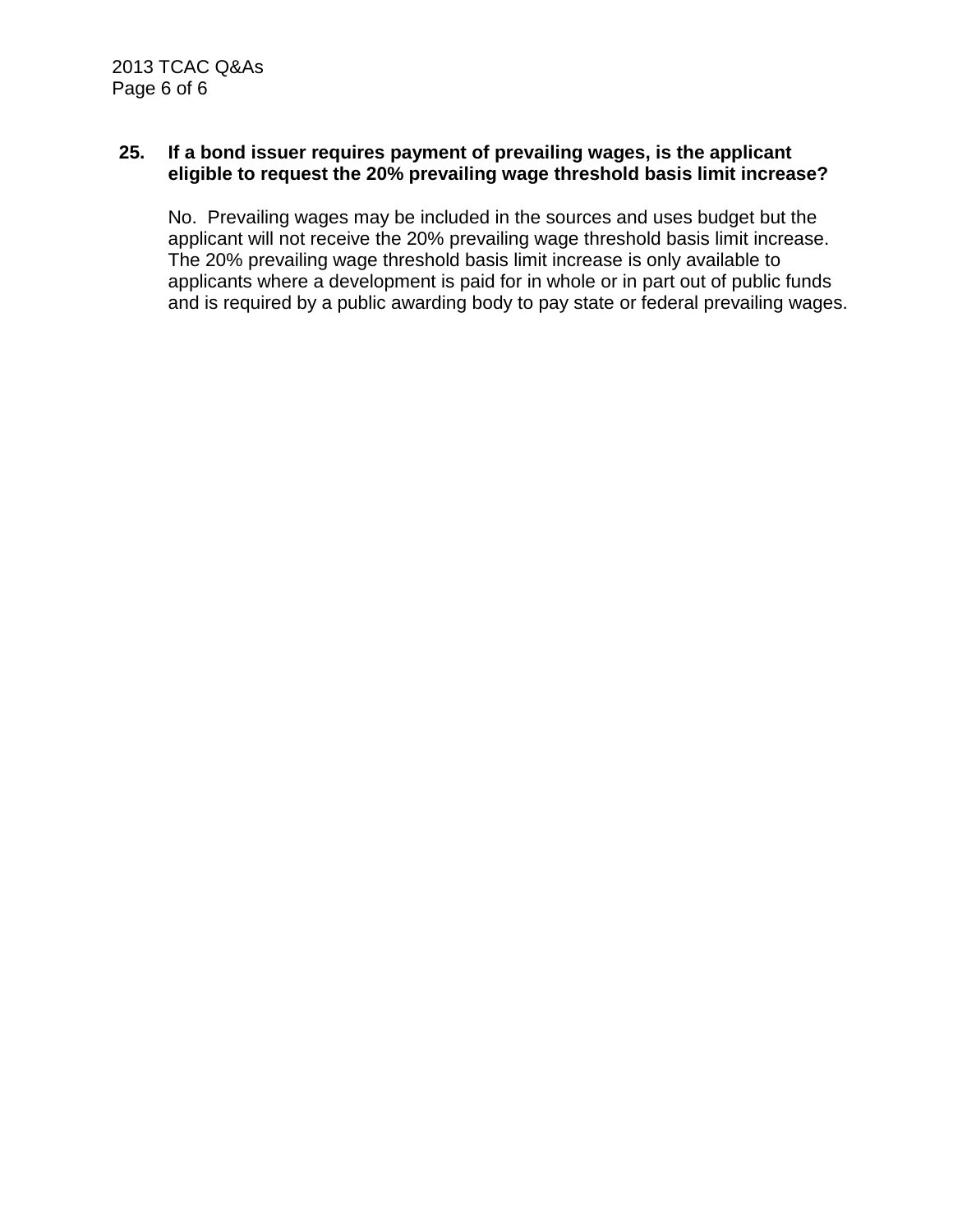**25. If a bond issuer requires payment of prevailing wages, is the applicant eligible to request the 20% prevailing wage threshold basis limit increase?**

No. Prevailing wages may be included in the sources and uses budget but the applicant will not receive the 20% prevailing wage threshold basis limit increase. The 20% prevailing wage threshold basis limit increase is only available to applicants where a development is paid for in whole or in part out of public funds and is required by a public awarding body to pay state or federal prevailing wages.